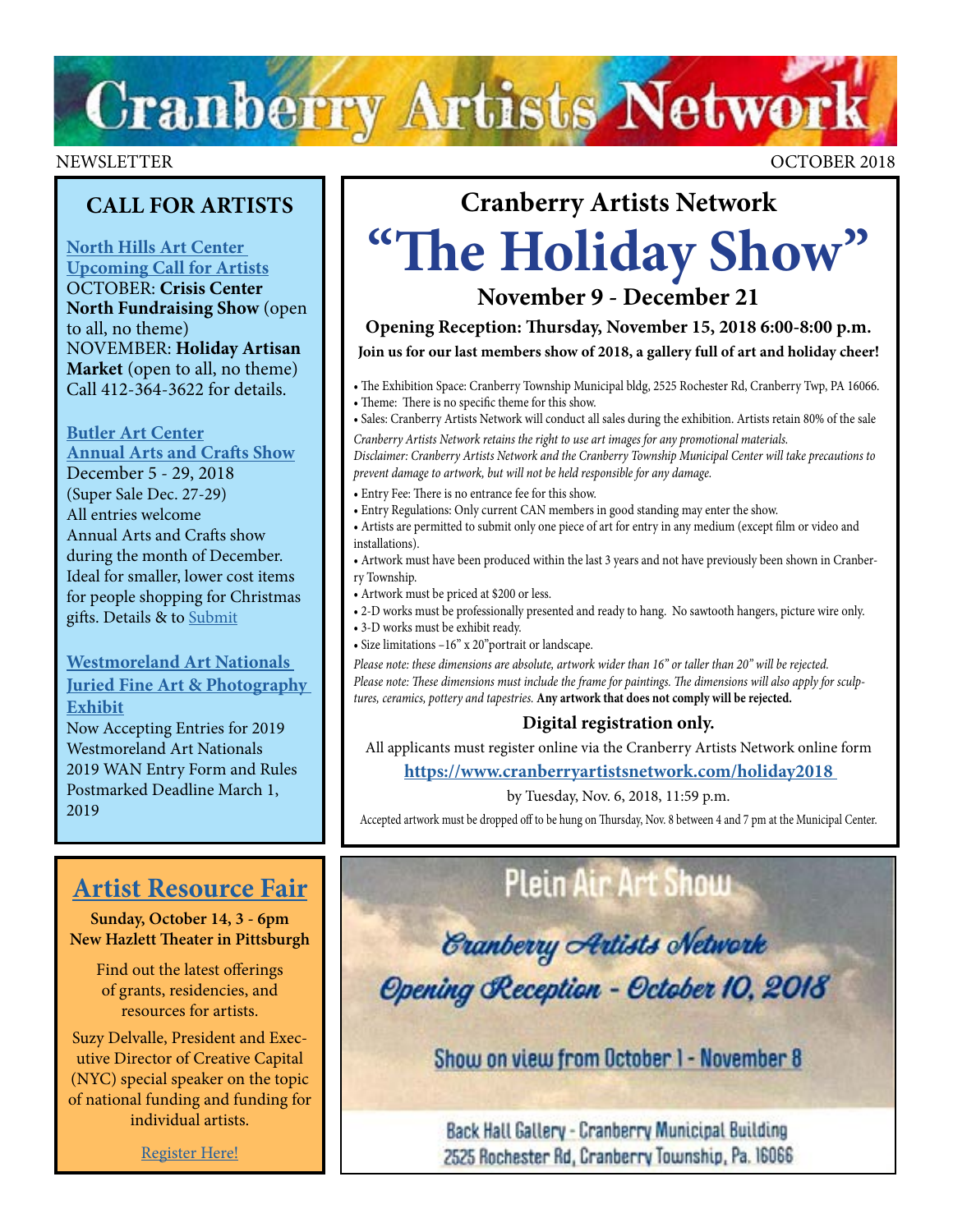# Cranberry Artists Network

NEWSLETTER

OCTOBER 2018

## CALL FOR ARTISTS

**North Hills Art Center Upcoming Call for Artists**
OCTOBER: **Crisis Center North Fundraising Show** (open to all, no theme)
NOVEMBER: **Holiday Artisan Market** (open to all, no theme)
Call 412-364-3622 for details.

**Butler Art Center Annual Arts and Crafts Show**
December 5 - 29, 2018
(Super Sale Dec. 27-29)
All entries welcome
Annual Arts and Crafts show during the month of December. Ideal for smaller, lower cost items for people shopping for Christmas gifts. Details & to Submit

**Westmoreland Art Nationals Juried Fine Art & Photography Exhibit**
Now Accepting Entries for 2019 Westmoreland Art Nationals
2019 WAN Entry Form and Rules
Postmarked Deadline March 1, 2019

## Artist Resource Fair

**Sunday, October 14, 3 - 6pm**
**New Hazlett Theater in Pittsburgh**

Find out the latest offerings of grants, residencies, and resources for artists.

Suzy Delvalle, President and Executive Director of Creative Capital (NYC) special speaker on the topic of national funding and funding for individual artists.

Register Here!

## Cranberry Artists Network

# "The Holiday Show"

### November 9 - December 21

**Opening Reception: Thursday, November 15, 2018 6:00-8:00 p.m.**

**Join us for our last members show of 2018, a gallery full of art and holiday cheer!**

- The Exhibition Space: Cranberry Township Municipal bldg, 2525 Rochester Rd, Cranberry Twp, PA 16066.
- Theme: There is no specific theme for this show.
- Sales: Cranberry Artists Network will conduct all sales during the exhibition. Artists retain 80% of the sale

*Cranberry Artists Network retains the right to use art images for any promotional materials.*
*Disclaimer: Cranberry Artists Network and the Cranberry Township Municipal Center will take precautions to prevent damage to artwork, but will not be held responsible for any damage.*

- Entry Fee: There is no entrance fee for this show.
- Entry Regulations: Only current CAN members in good standing may enter the show.
- Artists are permitted to submit only one piece of art for entry in any medium (except film or video and installations).
- Artwork must have been produced within the last 3 years and not have previously been shown in Cranberry Township.
- Artwork must be priced at $200 or less.
- 2-D works must be professionally presented and ready to hang. No sawtooth hangers, picture wire only.
- 3-D works must be exhibit ready.
- Size limitations –16" x 20"portrait or landscape.

*Please note: these dimensions are absolute, artwork wider than 16" or taller than 20" will be rejected.*
*Please note: These dimensions must include the frame for paintings. The dimensions will also apply for sculptures, ceramics, pottery and tapestries.* **Any artwork that does not comply will be rejected.**

**Digital registration only.**

All applicants must register online via the Cranberry Artists Network online form

**https://www.cranberryartistsnetwork.com/holiday2018**

by Tuesday, Nov. 6, 2018, 11:59 p.m.

Accepted artwork must be dropped off to be hung on Thursday, Nov. 8 between 4 and 7 pm at the Municipal Center.

## Plein Air Art Show

Cranberry Artists Network

Opening Reception - October 10, 2018

Show on view from October 1 - November 8

Back Hall Gallery - Cranberry Municipal Building
2525 Rochester Rd, Cranberry Township, Pa. 16066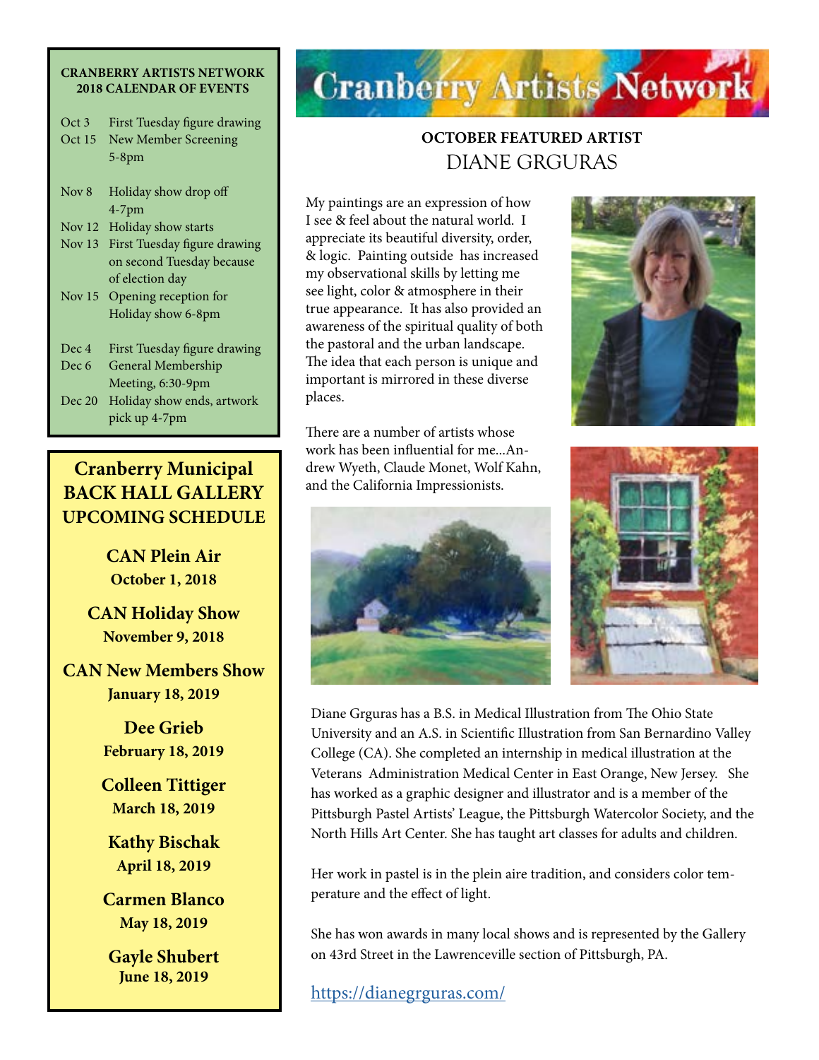## CRANBERRY ARTISTS NETWORK 2018 CALENDAR OF EVENTS

| | |
|---|---|
| Oct 3 | First Tuesday figure drawing |
| Oct 15 | New Member Screening 5-8pm |
| Nov 8 | Holiday show drop off 4-7pm |
| Nov 12 | Holiday show starts |
| Nov 13 | First Tuesday figure drawing on second Tuesday because of election day |
| Nov 15 | Opening reception for Holiday show 6-8pm |
| Dec 4 | First Tuesday figure drawing |
| Dec 6 | General Membership Meeting, 6:30-9pm |
| Dec 20 | Holiday show ends, artwork pick up 4-7pm |

## Cranberry Municipal BACK HALL GALLERY UPCOMING SCHEDULE

**CAN Plein Air**
**October 1, 2018**

**CAN Holiday Show**
**November 9, 2018**

**CAN New Members Show**
**January 18, 2019**

**Dee Grieb**
**February 18, 2019**

**Colleen Tittiger**
**March 18, 2019**

**Kathy Bischak**
**April 18, 2019**

**Carmen Blanco**
**May 18, 2019**

**Gayle Shubert**
**June 18, 2019**

# Cranberry Artists Network

## OCTOBER FEATURED ARTIST
## DIANE GRGURAS

My paintings are an expression of how I see & feel about the natural world. I appreciate its beautiful diversity, order, & logic. Painting outside has increased my observational skills by letting me see light, color & atmosphere in their true appearance. It has also provided an awareness of the spiritual quality of both the pastoral and the urban landscape. The idea that each person is unique and important is mirrored in these diverse places.

There are a number of artists whose work has been influential for me...Andrew Wyeth, Claude Monet, Wolf Kahn, and the California Impressionists.

Diane Grguras has a B.S. in Medical Illustration from The Ohio State University and an A.S. in Scientific Illustration from San Bernardino Valley College (CA). She completed an internship in medical illustration at the Veterans Administration Medical Center in East Orange, New Jersey. She has worked as a graphic designer and illustrator and is a member of the Pittsburgh Pastel Artists' League, the Pittsburgh Watercolor Society, and the North Hills Art Center. She has taught art classes for adults and children.

Her work in pastel is in the plein aire tradition, and considers color temperature and the effect of light.

She has won awards in many local shows and is represented by the Gallery on 43rd Street in the Lawrenceville section of Pittsburgh, PA.

https://dianegrguras.com/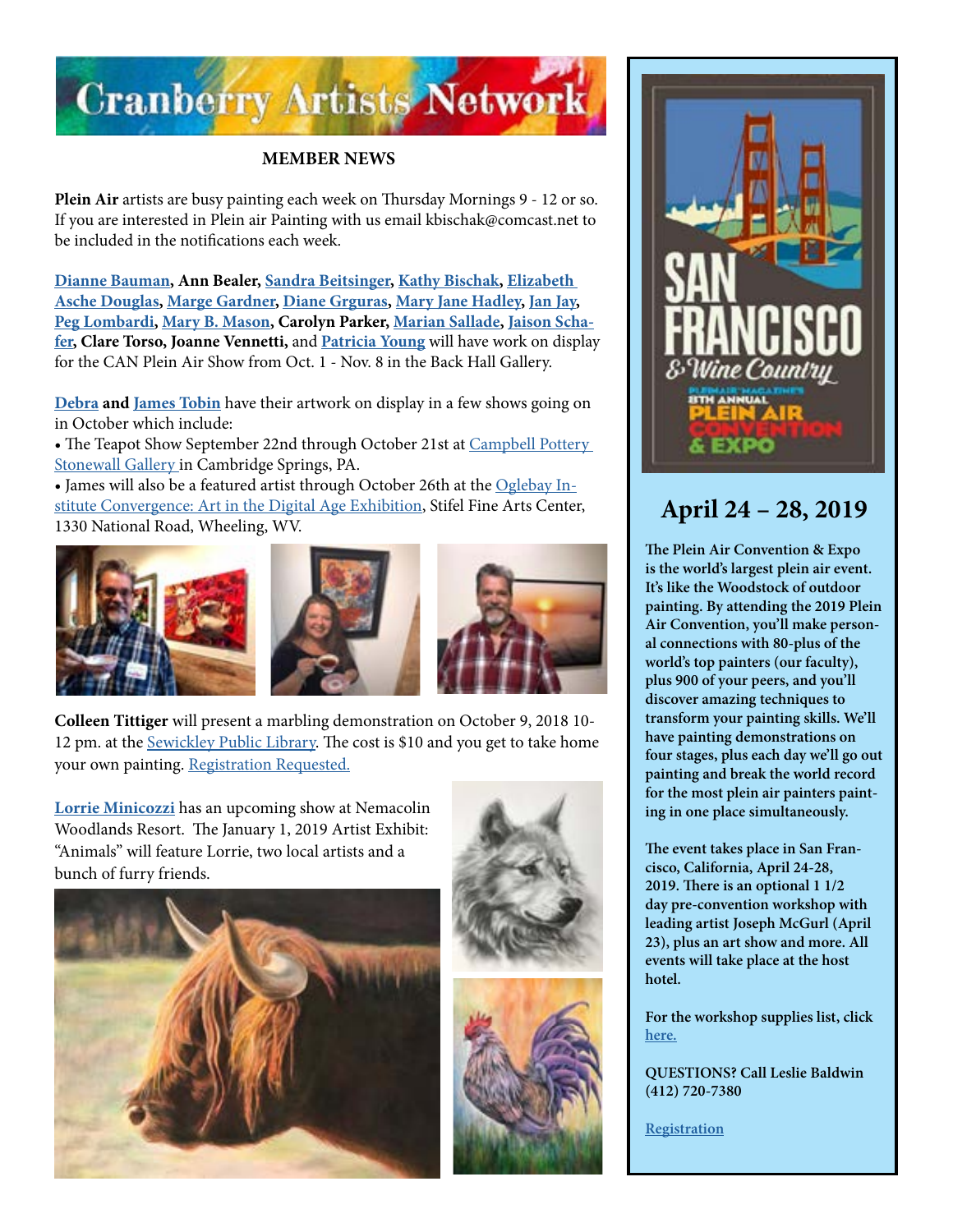# Cranberry Artists Network

## MEMBER NEWS

**Plein Air** artists are busy painting each week on Thursday Mornings 9 - 12 or so. If you are interested in Plein air Painting with us email kbischak@comcast.net to be included in the notifications each week.

**Dianne Bauman, Ann Bealer, Sandra Beitsinger, Kathy Bischak, Elizabeth Asche Douglas, Marge Gardner, Diane Grguras, Mary Jane Hadley, Jan Jay, Peg Lombardi, Mary B. Mason, Carolyn Parker, Marian Sallade, Jaison Schafer, Clare Torso, Joanne Vennetti,** and **Patricia Young** will have work on display for the CAN Plein Air Show from Oct. 1 - Nov. 8 in the Back Hall Gallery.

**Debra** and **James Tobin** have their artwork on display in a few shows going on in October which include:

- The Teapot Show September 22nd through October 21st at Campbell Pottery Stonewall Gallery in Cambridge Springs, PA.
- James will also be a featured artist through October 26th at the Oglebay Institute Convergence: Art in the Digital Age Exhibition, Stifel Fine Arts Center, 1330 National Road, Wheeling, WV.

**Colleen Tittiger** will present a marbling demonstration on October 9, 2018 10-12 pm. at the Sewickley Public Library. The cost is $10 and you get to take home your own painting. Registration Requested.

**Lorrie Minicozzi** has an upcoming show at Nemacolin Woodlands Resort. The January 1, 2019 Artist Exhibit: "Animals" will feature Lorrie, two local artists and a bunch of furry friends.

---

## April 24 – 28, 2019

**The Plein Air Convention & Expo is the world's largest plein air event. It's like the Woodstock of outdoor painting. By attending the 2019 Plein Air Convention, you'll make personal connections with 80-plus of the world's top painters (our faculty), plus 900 of your peers, and you'll discover amazing techniques to transform your painting skills. We'll have painting demonstrations on four stages, plus each day we'll go out painting and break the world record for the most plein air painters painting in one place simultaneously.**

**The event takes place in San Francisco, California, April 24-28, 2019. There is an optional 1 1/2 day pre-convention workshop with leading artist Joseph McGurl (April 23), plus an art show and more. All events will take place at the host hotel.**

**For the workshop supplies list, click here.**

**QUESTIONS? Call Leslie Baldwin (412) 720-7380**

**Registration**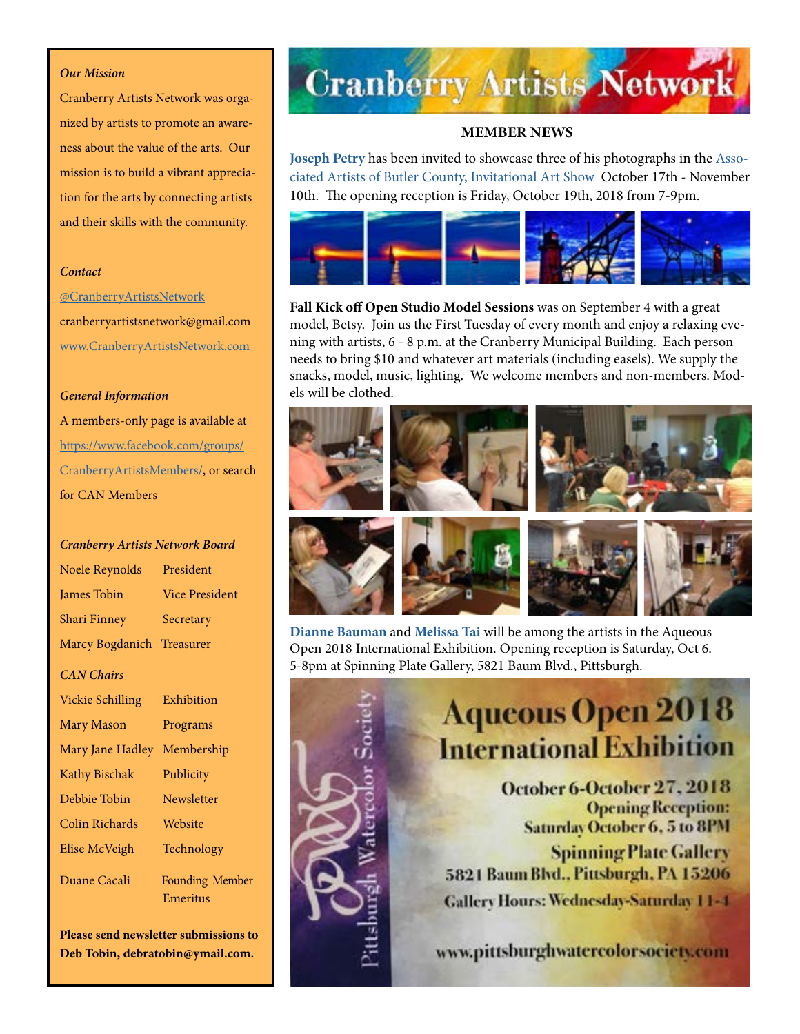# Cranberry Artists Network

## MEMBER NEWS

**Joseph Petry** has been invited to showcase three of his photographs in the Associated Artists of Butler County, Invitational Art Show October 17th - November 10th. The opening reception is Friday, October 19th, 2018 from 7-9pm.

**Fall Kick off Open Studio Model Sessions** was on September 4 with a great model, Betsy. Join us the First Tuesday of every month and enjoy a relaxing evening with artists, 6 - 8 p.m. at the Cranberry Municipal Building. Each person needs to bring $10 and whatever art materials (including easels). We supply the snacks, model, music, lighting. We welcome members and non-members. Models will be clothed.

**Dianne Bauman** and **Melissa Tai** will be among the artists in the Aqueous Open 2018 International Exhibition. Opening reception is Saturday, Oct 6. 5-8pm at Spinning Plate Gallery, 5821 Baum Blvd., Pittsburgh.

Pittsburgh Watercolor Society

Aqueous Open 2018
International Exhibition

October 6-October 27, 2018
Opening Reception:
Saturday October 6, 5 to 8PM
Spinning Plate Gallery
5821 Baum Blvd., Pittsburgh, PA 15206
Gallery Hours: Wednesday-Saturday 11-4

www.pittsburghwatercolorsociety.com

---

*Our Mission*

Cranberry Artists Network was organized by artists to promote an awareness about the value of the arts. Our mission is to build a vibrant appreciation for the arts by connecting artists and their skills with the community.

*Contact*

@CranberryArtistsNetwork
cranberryartistsnetwork@gmail.com
www.CranberryArtistsNetwork.com

*General Information*

A members-only page is available at https://www.facebook.com/groups/CranberryArtistsMembers/, or search for CAN Members

*Cranberry Artists Network Board*

| | |
|---|---|
| Noele Reynolds | President |
| James Tobin | Vice President |
| Shari Finney | Secretary |
| Marcy Bogdanich | Treasurer |

*CAN Chairs*

| | |
|---|---|
| Vickie Schilling | Exhibition |
| Mary Mason | Programs |
| Mary Jane Hadley | Membership |
| Kathy Bischak | Publicity |
| Debbie Tobin | Newsletter |
| Colin Richards | Website |
| Elise McVeigh | Technology |
| Duane Cacali | Founding Member Emeritus |

**Please send newsletter submissions to Deb Tobin, debratobin@ymail.com.**